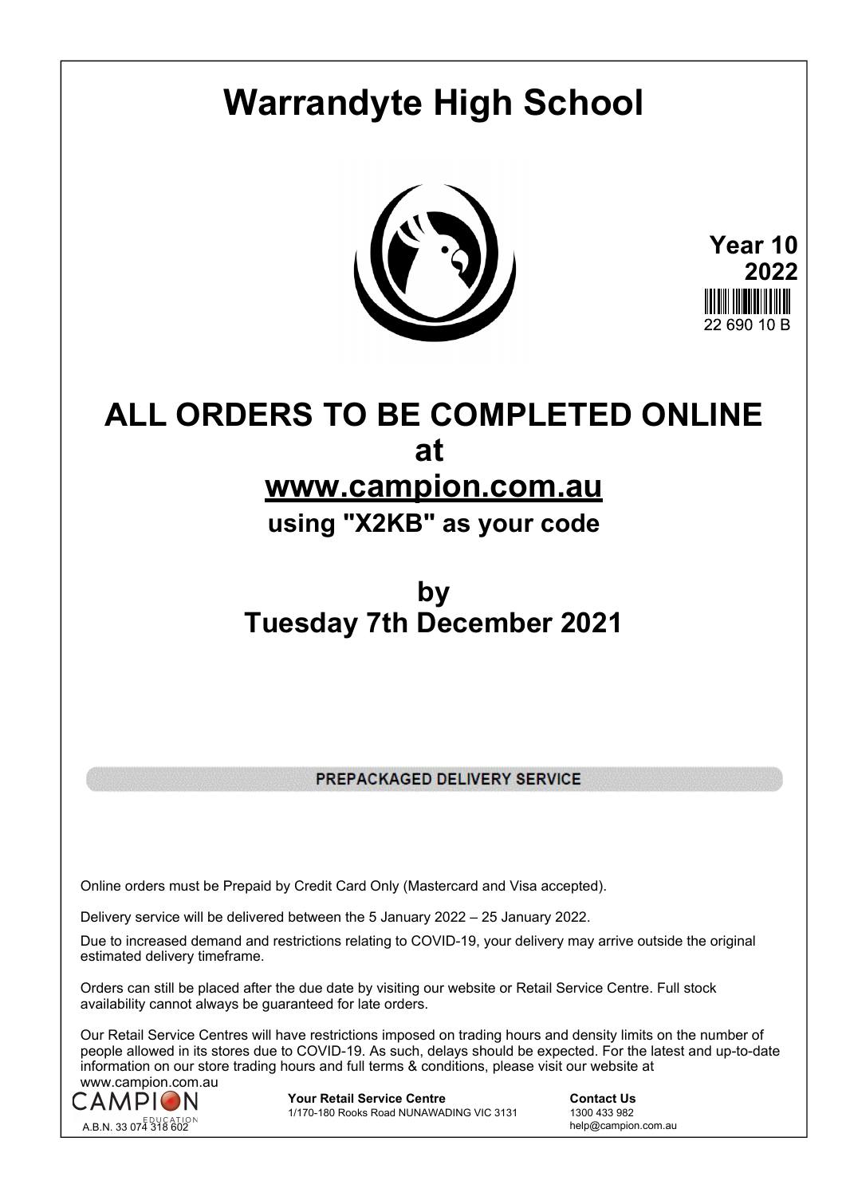# Warrandyte High School

**Year 10**
**2022**

22 690 10 B

# ALL ORDERS TO BE COMPLETED ONLINE at [www.campion.com.au](http://www.campion.com.au) using "X2KB" as your code

## by Tuesday 7th December 2021

**PREPACKAGED DELIVERY SERVICE**

Online orders must be Prepaid by Credit Card Only (Mastercard and Visa accepted).

Delivery service will be delivered between the 5 January 2022 – 25 January 2022.

Due to increased demand and restrictions relating to COVID-19, your delivery may arrive outside the original estimated delivery timeframe.

Orders can still be placed after the due date by visiting our website or Retail Service Centre. Full stock availability cannot always be guaranteed for late orders.

Our Retail Service Centres will have restrictions imposed on trading hours and density limits on the number of people allowed in its stores due to COVID-19. As such, delays should be expected. For the latest and up-to-date information on our store trading hours and full terms & conditions, please visit our website at www.campion.com.au

CAMPION EDUCATION
A.B.N. 33 074 318 602

**Your Retail Service Centre**
1/170-180 Rooks Road NUNAWADING VIC 3131

**Contact Us**
1300 433 982
help@campion.com.au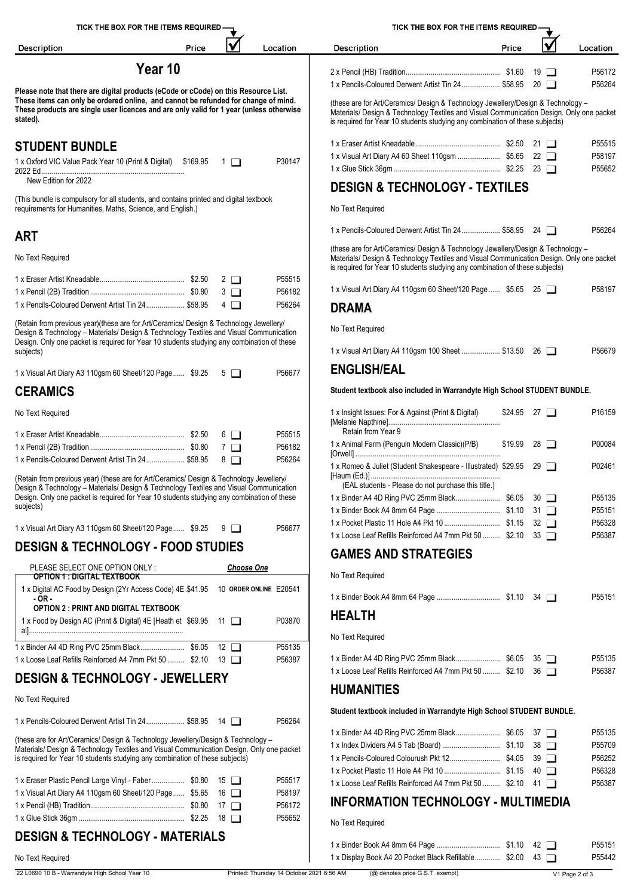# Year 10

**Please note that there are digital products (eCode or cCode) on this Resource List. These items can only be ordered online, and cannot be refunded for change of mind. These products are single user licences and are only valid for 1 year (unless otherwise stated).**

## STUDENT BUNDLE

| Description | Price | No. | Location |
|---|---|---|---|
| 1 x Oxford VIC Value Pack Year 10 (Print & Digital) 2022 Ed — New Edition for 2022 | $169.95 | 1 | P30147 |

(This bundle is compulsory for all students, and contains printed and digital textbook requirements for Humanities, Maths, Science, and English.)

## ART

No Text Required

| Description | Price | No. | Location |
|---|---|---|---|
| 1 x Eraser Artist Kneadable | $2.50 | 2 | P55515 |
| 1 x Pencil (2B) Tradition | $0.80 | 3 | P56182 |
| 1 x Pencils-Coloured Derwent Artist Tin 24 | $58.95 | 4 | P56264 |

(Retain from previous year)(these are for Art/Ceramics/ Design & Technology Jewellery/ Design & Technology – Materials/ Design & Technology Textiles and Visual Communication Design. Only one packet is required for Year 10 students studying any combination of these subjects)

| Description | Price | No. | Location |
|---|---|---|---|
| 1 x Visual Art Diary A3 110gsm 60 Sheet/120 Page | $9.25 | 5 | P56677 |

## CERAMICS

No Text Required

| Description | Price | No. | Location |
|---|---|---|---|
| 1 x Eraser Artist Kneadable | $2.50 | 6 | P55515 |
| 1 x Pencil (2B) Tradition | $0.80 | 7 | P56182 |
| 1 x Pencils-Coloured Derwent Artist Tin 24 | $58.95 | 8 | P56264 |

(Retain from previous year) (these are for Art/Ceramics/ Design & Technology Jewellery/ Design & Technology – Materials/ Design & Technology Textiles and Visual Communication Design. Only one packet is required for Year 10 students studying any combination of these subjects)

| Description | Price | No. | Location |
|---|---|---|---|
| 1 x Visual Art Diary A3 110gsm 60 Sheet/120 Page | $9.25 | 9 | P56677 |

## DESIGN & TECHNOLOGY - FOOD STUDIES

PLEASE SELECT ONE OPTION ONLY : *Choose One*

**OPTION 1 : DIGITAL TEXTBOOK**

| Description | Price | No. | Location |
|---|---|---|---|
| 1 x Digital AC Food by Design (2Yr Access Code) 4E | $41.95 | 10 ORDER ONLINE | E20541 |

**- OR -**

**OPTION 2 : PRINT AND DIGITAL TEXTBOOK**

| Description | Price | No. | Location |
|---|---|---|---|
| 1 x Food by Design AC (Print & Digital) 4E [Heath et al] | $69.95 | 11 | P03870 |
| 1 x Binder A4 4D Ring PVC 25mm Black | $6.05 | 12 | P55135 |
| 1 x Loose Leaf Refills Reinforced A4 7mm Pkt 50 | $2.10 | 13 | P56387 |

## DESIGN & TECHNOLOGY - JEWELLERY

No Text Required

| Description | Price | No. | Location |
|---|---|---|---|
| 1 x Pencils-Coloured Derwent Artist Tin 24 | $58.95 | 14 | P56264 |

(these are for Art/Ceramics/ Design & Technology Jewellery/Design & Technology – Materials/ Design & Technology Textiles and Visual Communication Design. Only one packet is required for Year 10 students studying any combination of these subjects)

| Description | Price | No. | Location |
|---|---|---|---|
| 1 x Eraser Plastic Pencil Large Vinyl - Faber | $0.80 | 15 | P55517 |
| 1 x Visual Art Diary A4 110gsm 60 Sheet/120 Page | $5.65 | 16 | P58197 |
| 1 x Pencil (HB) Tradition | $0.80 | 17 | P56172 |
| 1 x Glue Stick 36gm | $2.25 | 18 | P55652 |

## DESIGN & TECHNOLOGY - MATERIALS

No Text Required

| Description | Price | No. | Location |
|---|---|---|---|
| 2 x Pencil (HB) Tradition | $1.60 | 19 | P56172 |
| 1 x Pencils-Coloured Derwent Artist Tin 24 | $58.95 | 20 | P56264 |

(these are for Art/Ceramics/ Design & Technology Jewellery/Design & Technology – Materials/ Design & Technology Textiles and Visual Communication Design. Only one packet is required for Year 10 students studying any combination of these subjects)

| Description | Price | No. | Location |
|---|---|---|---|
| 1 x Eraser Artist Kneadable | $2.50 | 21 | P55515 |
| 1 x Visual Art Diary A4 60 Sheet 110gsm | $5.65 | 22 | P58197 |
| 1 x Glue Stick 36gm | $2.25 | 23 | P55652 |

## DESIGN & TECHNOLOGY - TEXTILES

No Text Required

| Description | Price | No. | Location |
|---|---|---|---|
| 1 x Pencils-Coloured Derwent Artist Tin 24 | $58.95 | 24 | P56264 |

(these are for Art/Ceramics/ Design & Technology Jewellery/Design & Technology – Materials/ Design & Technology Textiles and Visual Communication Design. Only one packet is required for Year 10 students studying any combination of these subjects)

| Description | Price | No. | Location |
|---|---|---|---|
| 1 x Visual Art Diary A4 110gsm 60 Sheet/120 Page | $5.65 | 25 | P58197 |

## DRAMA

No Text Required

| Description | Price | No. | Location |
|---|---|---|---|
| 1 x Visual Art Diary A4 110gsm 100 Sheet | $13.50 | 26 | P56679 |

## ENGLISH/EAL

**Student textbook also included in Warrandyte High School STUDENT BUNDLE.**

| Description | Price | No. | Location |
|---|---|---|---|
| 1 x Insight Issues: For & Against (Print & Digital) [Melanie Napthine] — Retain from Year 9 | $24.95 | 27 | P16159 |
| 1 x Animal Farm (Penguin Modern Classic)(P/B) [Orwell] | $19.99 | 28 | P00084 |
| 1 x Romeo & Juliet (Student Shakespeare - Illustrated) [Haum (Ed.)] — (EAL students - Please do not purchase this title.) | $29.95 | 29 | P02461 |
| 1 x Binder A4 4D Ring PVC 25mm Black | $6.05 | 30 | P55135 |
| 1 x Binder Book A4 8mm 64 Page | $1.10 | 31 | P55151 |
| 1 x Pocket Plastic 11 Hole A4 Pkt 10 | $1.15 | 32 | P56328 |
| 1 x Loose Leaf Refills Reinforced A4 7mm Pkt 50 | $2.10 | 33 | P56387 |

## GAMES AND STRATEGIES

No Text Required

| Description | Price | No. | Location |
|---|---|---|---|
| 1 x Binder Book A4 8mm 64 Page | $1.10 | 34 | P55151 |

## HEALTH

No Text Required

| Description | Price | No. | Location |
|---|---|---|---|
| 1 x Binder A4 4D Ring PVC 25mm Black | $6.05 | 35 | P55135 |
| 1 x Loose Leaf Refills Reinforced A4 7mm Pkt 50 | $2.10 | 36 | P56387 |

## HUMANITIES

**Student textbook included in Warrandyte High School STUDENT BUNDLE.**

| Description | Price | No. | Location |
|---|---|---|---|
| 1 x Binder A4 4D Ring PVC 25mm Black | $6.05 | 37 | P55135 |
| 1 x Index Dividers A4 5 Tab (Board) | $1.10 | 38 | P55709 |
| 1 x Pencils-Coloured Colourush Pkt 12 | $4.05 | 39 | P56252 |
| 1 x Pocket Plastic 11 Hole A4 Pkt 10 | $1.15 | 40 | P56328 |
| 1 x Loose Leaf Refills Reinforced A4 7mm Pkt 50 | $2.10 | 41 | P56387 |

## INFORMATION TECHNOLOGY - MULTIMEDIA

No Text Required

| Description | Price | No. | Location |
|---|---|---|---|
| 1 x Binder Book A4 8mm 64 Page | $1.10 | 42 | P55151 |
| 1 x Display Book A4 20 Pocket Black Refillable | $2.00 | 43 | P55442 |

(@ denotes price G.S.T. exempt)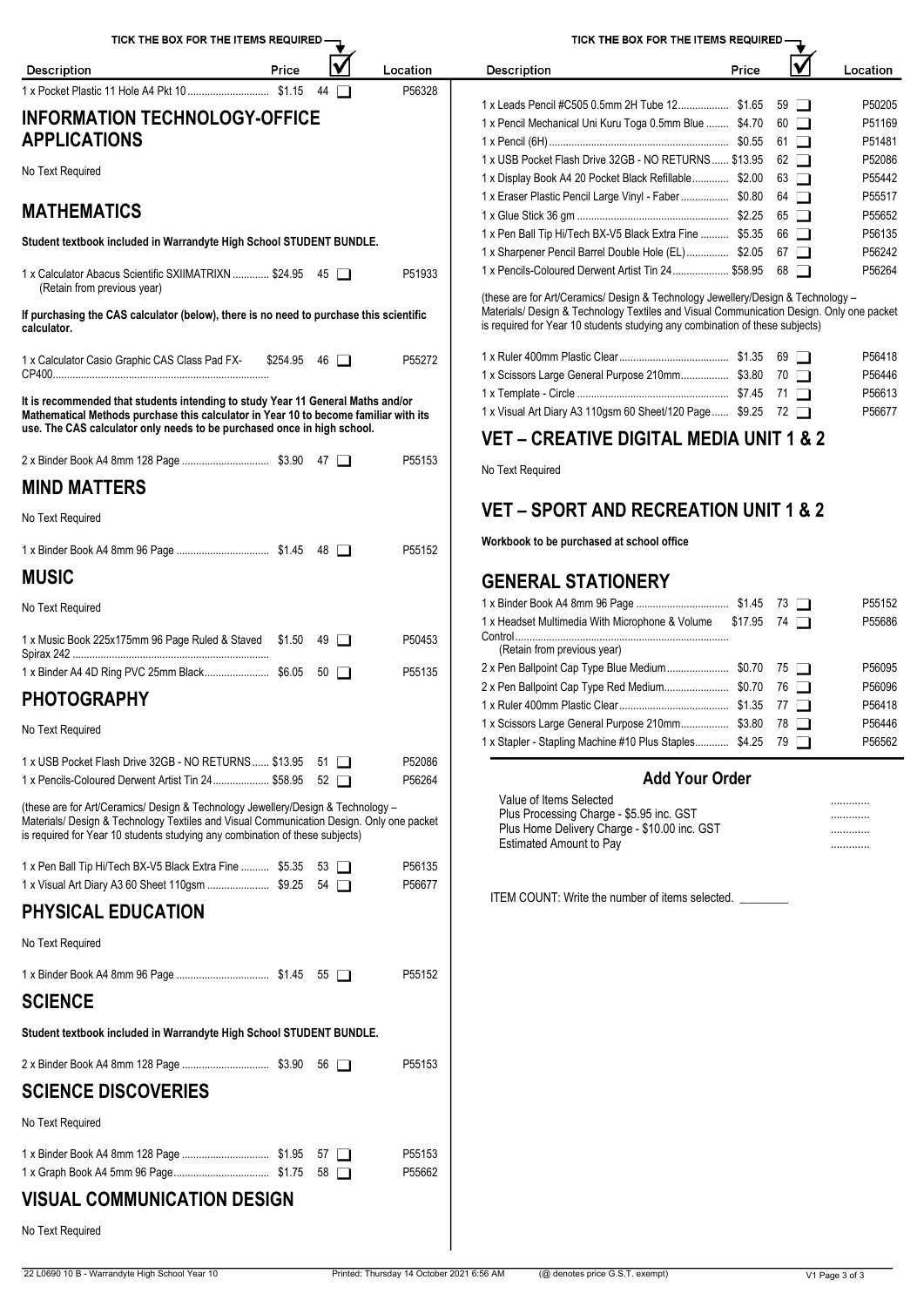TICK THE BOX FOR THE ITEMS REQUIRED

| Description | Price | ☑ | Location |
| --- | --- | --- | --- |
| 1 x Pocket Plastic 11 Hole A4 Pkt 10 | $1.15 | 44 ❑ | P56328 |

## INFORMATION TECHNOLOGY-OFFICE APPLICATIONS

No Text Required

## MATHEMATICS

**Student textbook included in Warrandyte High School STUDENT BUNDLE.**

| Description | Price | ☑ | Location |
| --- | --- | --- | --- |
| 1 x Calculator Abacus Scientific SXIIMATRIXN (Retain from previous year) | $24.95 | 45 ❑ | P51933 |

**If purchasing the CAS calculator (below), there is no need to purchase this scientific calculator.**

| Description | Price | ☑ | Location |
| --- | --- | --- | --- |
| 1 x Calculator Casio Graphic CAS Class Pad FX-CP400 | $254.95 | 46 ❑ | P55272 |

**It is recommended that students intending to study Year 11 General Maths and/or Mathematical Methods purchase this calculator in Year 10 to become familiar with its use. The CAS calculator only needs to be purchased once in high school.**

| Description | Price | ☑ | Location |
| --- | --- | --- | --- |
| 2 x Binder Book A4 8mm 128 Page | $3.90 | 47 ❑ | P55153 |

## MIND MATTERS

No Text Required

| Description | Price | ☑ | Location |
| --- | --- | --- | --- |
| 1 x Binder Book A4 8mm 96 Page | $1.45 | 48 ❑ | P55152 |

## MUSIC

No Text Required

| Description | Price | ☑ | Location |
| --- | --- | --- | --- |
| 1 x Music Book 225x175mm 96 Page Ruled & Staved Spirax 242 | $1.50 | 49 ❑ | P50453 |
| 1 x Binder A4 4D Ring PVC 25mm Black | $6.05 | 50 ❑ | P55135 |

## PHOTOGRAPHY

No Text Required

| Description | Price | ☑ | Location |
| --- | --- | --- | --- |
| 1 x USB Pocket Flash Drive 32GB - NO RETURNS | $13.95 | 51 ❑ | P52086 |
| 1 x Pencils-Coloured Derwent Artist Tin 24 | $58.95 | 52 ❑ | P56264 |

(these are for Art/Ceramics/ Design & Technology Jewellery/Design & Technology – Materials/ Design & Technology Textiles and Visual Communication Design. Only one packet is required for Year 10 students studying any combination of these subjects)

| Description | Price | ☑ | Location |
| --- | --- | --- | --- |
| 1 x Pen Ball Tip Hi/Tech BX-V5 Black Extra Fine | $5.35 | 53 ❑ | P56135 |
| 1 x Visual Art Diary A3 60 Sheet 110gsm | $9.25 | 54 ❑ | P56677 |

## PHYSICAL EDUCATION

No Text Required

| Description | Price | ☑ | Location |
| --- | --- | --- | --- |
| 1 x Binder Book A4 8mm 96 Page | $1.45 | 55 ❑ | P55152 |

## SCIENCE

**Student textbook included in Warrandyte High School STUDENT BUNDLE.**

| Description | Price | ☑ | Location |
| --- | --- | --- | --- |
| 2 x Binder Book A4 8mm 128 Page | $3.90 | 56 ❑ | P55153 |

## SCIENCE DISCOVERIES

No Text Required

| Description | Price | ☑ | Location |
| --- | --- | --- | --- |
| 1 x Binder Book A4 8mm 128 Page | $1.95 | 57 ❑ | P55153 |
| 1 x Graph Book A4 5mm 96 Page | $1.75 | 58 ❑ | P55662 |

## VISUAL COMMUNICATION DESIGN

No Text Required

| Description | Price | ☑ | Location |
| --- | --- | --- | --- |
| 1 x Leads Pencil #C505 0.5mm 2H Tube 12 | $1.65 | 59 ❑ | P50205 |
| 1 x Pencil Mechanical Uni Kuru Toga 0.5mm Blue | $4.70 | 60 ❑ | P51169 |
| 1 x Pencil (6H) | $0.55 | 61 ❑ | P51481 |
| 1 x USB Pocket Flash Drive 32GB - NO RETURNS | $13.95 | 62 ❑ | P52086 |
| 1 x Display Book A4 20 Pocket Black Refillable | $2.00 | 63 ❑ | P55442 |
| 1 x Eraser Plastic Pencil Large Vinyl - Faber | $0.80 | 64 ❑ | P55517 |
| 1 x Glue Stick 36 gm | $2.25 | 65 ❑ | P55652 |
| 1 x Pen Ball Tip Hi/Tech BX-V5 Black Extra Fine | $5.35 | 66 ❑ | P56135 |
| 1 x Sharpener Pencil Barrel Double Hole (EL) | $2.05 | 67 ❑ | P56242 |
| 1 x Pencils-Coloured Derwent Artist Tin 24 | $58.95 | 68 ❑ | P56264 |

(these are for Art/Ceramics/ Design & Technology Jewellery/Design & Technology – Materials/ Design & Technology Textiles and Visual Communication Design. Only one packet is required for Year 10 students studying any combination of these subjects)

| Description | Price | ☑ | Location |
| --- | --- | --- | --- |
| 1 x Ruler 400mm Plastic Clear | $1.35 | 69 ❑ | P56418 |
| 1 x Scissors Large General Purpose 210mm | $3.80 | 70 ❑ | P56446 |
| 1 x Template - Circle | $7.45 | 71 ❑ | P56613 |
| 1 x Visual Art Diary A3 110gsm 60 Sheet/120 Page | $9.25 | 72 ❑ | P56677 |

## VET – CREATIVE DIGITAL MEDIA UNIT 1 & 2

No Text Required

## VET – SPORT AND RECREATION UNIT 1 & 2

**Workbook to be purchased at school office**

## GENERAL STATIONERY

| Description | Price | ☑ | Location |
| --- | --- | --- | --- |
| 1 x Binder Book A4 8mm 96 Page | $1.45 | 73 ❑ | P55152 |
| 1 x Headset Multimedia With Microphone & Volume Control (Retain from previous year) | $17.95 | 74 ❑ | P55686 |
| 2 x Pen Ballpoint Cap Type Blue Medium | $0.70 | 75 ❑ | P56095 |
| 2 x Pen Ballpoint Cap Type Red Medium | $0.70 | 76 ❑ | P56096 |
| 1 x Ruler 400mm Plastic Clear | $1.35 | 77 ❑ | P56418 |
| 1 x Scissors Large General Purpose 210mm | $3.80 | 78 ❑ | P56446 |
| 1 x Stapler - Stapling Machine #10 Plus Staples | $4.25 | 79 ❑ | P56562 |

### Add Your Order

| | |
| --- | --- |
| Value of Items Selected | ............ |
| Plus Processing Charge - $5.95 inc. GST | ............ |
| Plus Home Delivery Charge - $10.00 inc. GST | ............ |
| Estimated Amount to Pay | ............ |

ITEM COUNT: Write the number of items selected. ________

22 L0690 10 B - Warrandyte High School Year 10 Printed: Thursday 14 October 2021 6:56 AM (@ denotes price G.S.T. exempt)